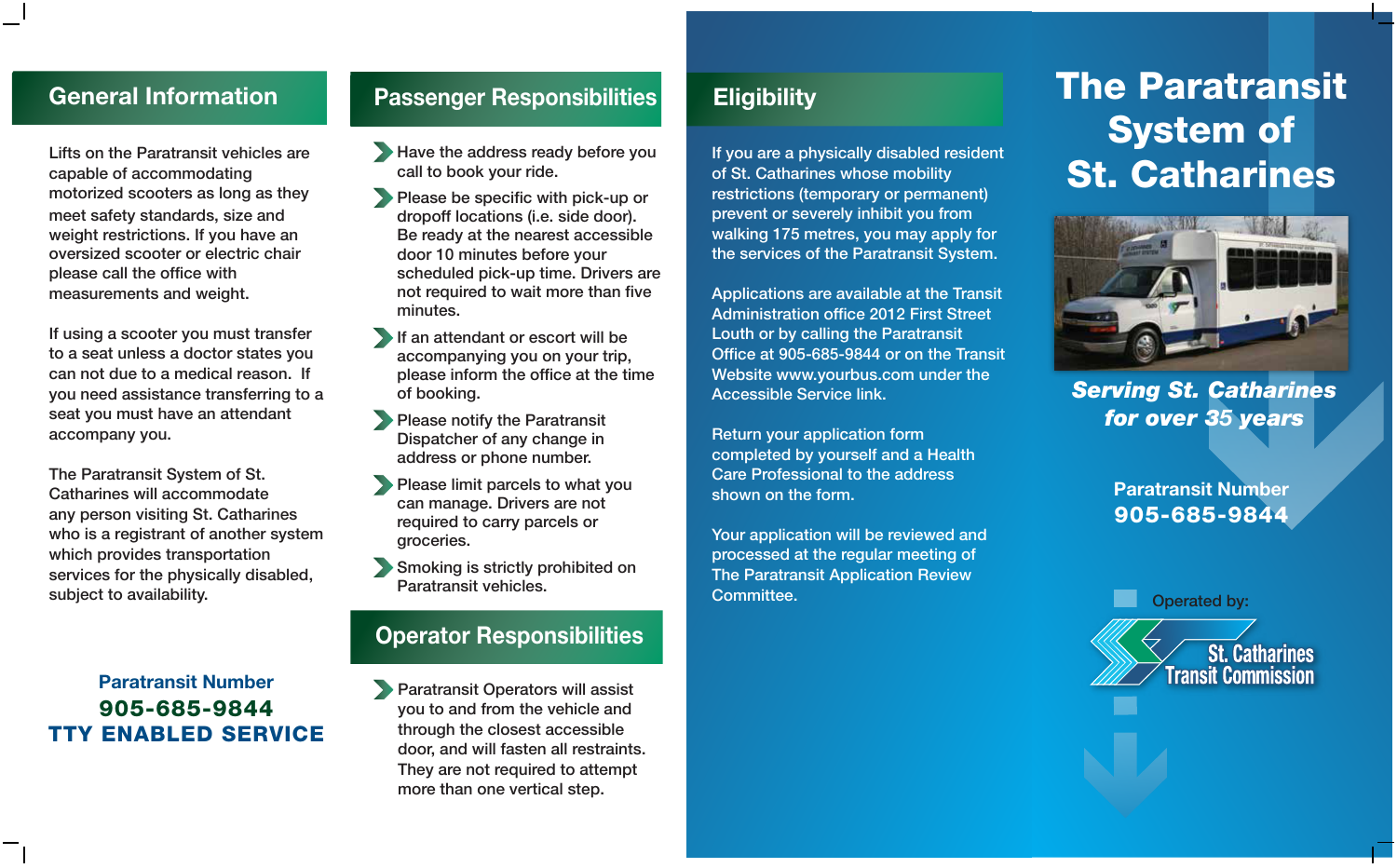## General Information

Lifts on the Paratransit vehicles are capable of accommodating motorized scooters as long as they meet safety standards, size and weight restrictions. If you have an oversized scooter or electric chair please call the office with measurements and weight.

If using a scooter you must transfer to a seat unless a doctor states you can not due to a medical reason. If you need assistance transferring to a seat you must have an attendant accompany you.

The Paratransit System of St. Catharines will accommodate any person visiting St. Catharines who is a registrant of another system which provides transportation services for the physically disabled, subject to availability.

**Paratransit Number**
**905-685-9844**
**TTY ENABLED SERVICE**

## Passenger Responsibilities

- Have the address ready before you call to book your ride.
- Please be specific with pick-up or dropoff locations (i.e. side door). Be ready at the nearest accessible door 10 minutes before your scheduled pick-up time. Drivers are not required to wait more than five minutes.
- If an attendant or escort will be accompanying you on your trip, please inform the office at the time of booking.
- Please notify the Paratransit Dispatcher of any change in address or phone number.
- Please limit parcels to what you can manage. Drivers are not required to carry parcels or groceries.
- Smoking is strictly prohibited on Paratransit vehicles.

## Operator Responsibilities

- Paratransit Operators will assist you to and from the vehicle and through the closest accessible door, and will fasten all restraints. They are not required to attempt more than one vertical step.

## Eligibility

If you are a physically disabled resident of St. Catharines whose mobility restrictions (temporary or permanent) prevent or severely inhibit you from walking 175 metres, you may apply for the services of the Paratransit System.

Applications are available at the Transit Administration office 2012 First Street Louth or by calling the Paratransit Office at 905-685-9844 or on the Transit Website www.yourbus.com under the Accessible Service link.

Return your application form completed by yourself and a Health Care Professional to the address shown on the form.

Your application will be reviewed and processed at the regular meeting of The Paratransit Application Review Committee.

# The Paratransit System of St. Catharines

***Serving St. Catharines for over 35 years***

**Paratransit Number**
**905-685-9844**

Operated by:

St. Catharines Transit Commission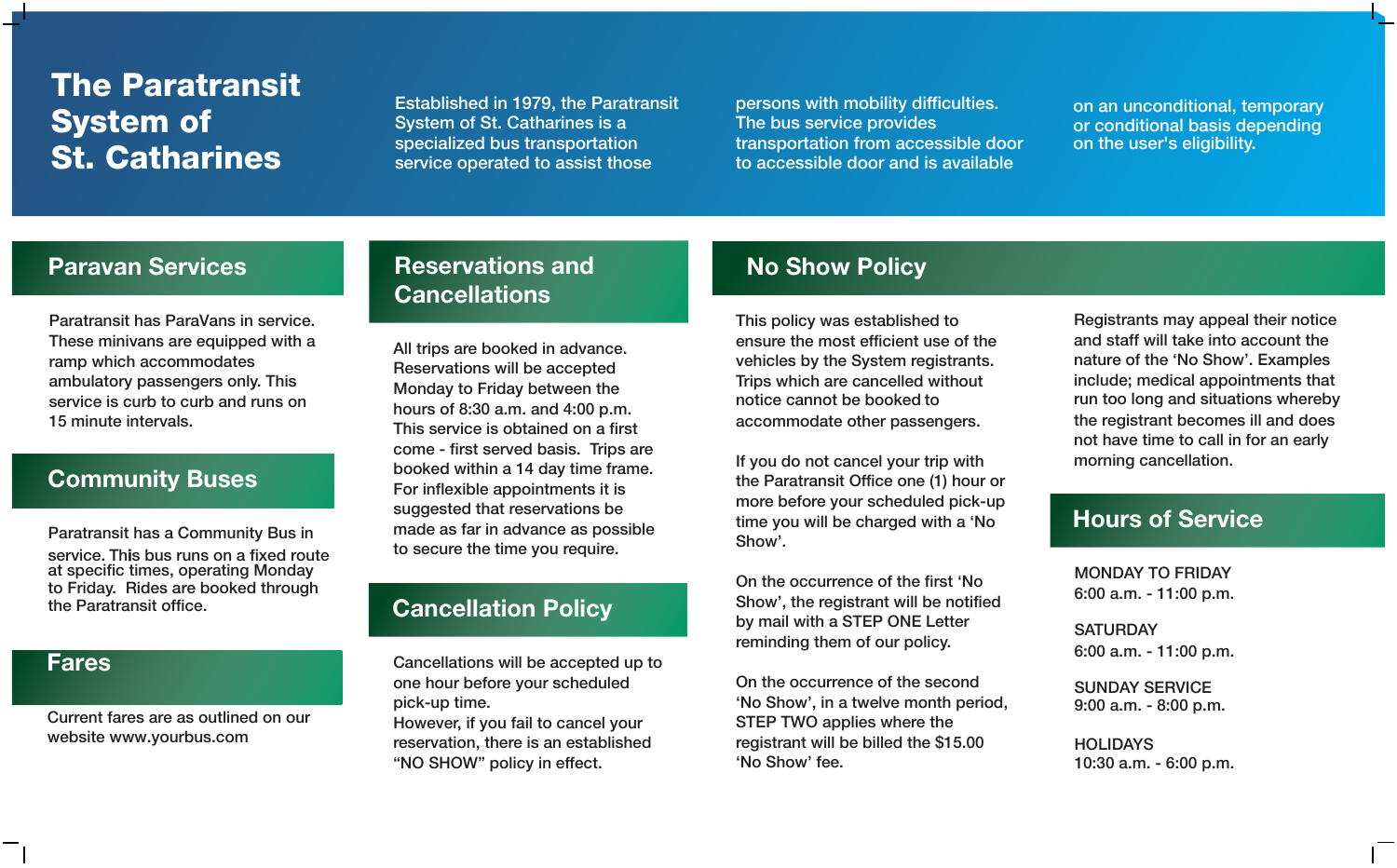# The Paratransit System of St. Catharines

Established in 1979, the Paratransit System of St. Catharines is a specialized bus transportation service operated to assist those persons with mobility difficulties. The bus service provides transportation from accessible door to accessible door and is available on an unconditional, temporary or conditional basis depending on the user's eligibility.

## Paravan Services

Paratransit has ParaVans in service. These minivans are equipped with a ramp which accommodates ambulatory passengers only. This service is curb to curb and runs on 15 minute intervals.

## Community Buses

Paratransit has a Community Bus in service. This bus runs on a fixed route at specific times, operating Monday to Friday. Rides are booked through the Paratransit office.

## Fares

Current fares are as outlined on our website www.yourbus.com

## Reservations and Cancellations

All trips are booked in advance. Reservations will be accepted Monday to Friday between the hours of 8:30 a.m. and 4:00 p.m. This service is obtained on a first come - first served basis. Trips are booked within a 14 day time frame. For inflexible appointments it is suggested that reservations be made as far in advance as possible to secure the time you require.

## Cancellation Policy

Cancellations will be accepted up to one hour before your scheduled pick-up time.
However, if you fail to cancel your reservation, there is an established “NO SHOW” policy in effect.

## No Show Policy

This policy was established to ensure the most efficient use of the vehicles by the System registrants. Trips which are cancelled without notice cannot be booked to accommodate other passengers.

If you do not cancel your trip with the Paratransit Office one (1) hour or more before your scheduled pick-up time you will be charged with a ‘No Show’.

On the occurrence of the first ‘No Show’, the registrant will be notified by mail with a STEP ONE Letter reminding them of our policy.

On the occurrence of the second ‘No Show’, in a twelve month period, STEP TWO applies where the registrant will be billed the $15.00 ‘No Show’ fee.

Registrants may appeal their notice and staff will take into account the nature of the ‘No Show’. Examples include; medical appointments that run too long and situations whereby the registrant becomes ill and does not have time to call in for an early morning cancellation.

## Hours of Service

MONDAY TO FRIDAY
6:00 a.m. - 11:00 p.m.

SATURDAY
6:00 a.m. - 11:00 p.m.

SUNDAY SERVICE
9:00 a.m. - 8:00 p.m.

HOLIDAYS
10:30 a.m. - 6:00 p.m.